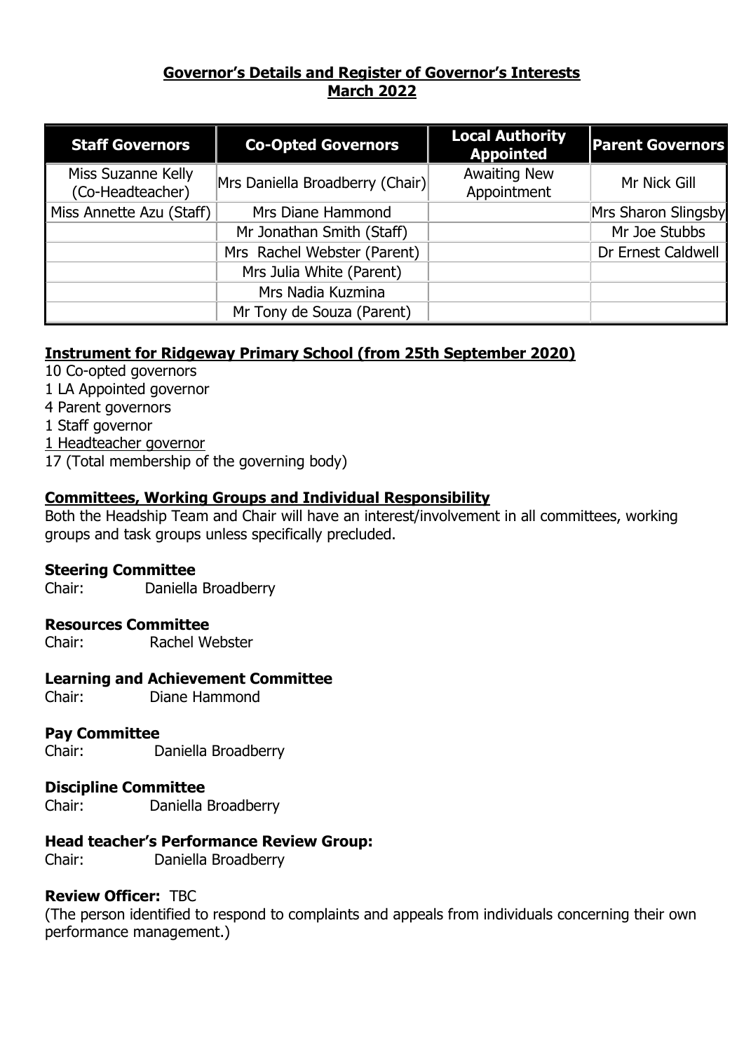# Governor's Details and Register of Governor's Interests
## March 2022

| Staff Governors | Co-Opted Governors | Local Authority Appointed | Parent Governors |
|---|---|---|---|
| Miss Suzanne Kelly (Co-Headteacher) | Mrs Daniella Broadberry (Chair) | Awaiting New Appointment | Mr Nick Gill |
| Miss Annette Azu (Staff) | Mrs Diane Hammond | | Mrs Sharon Slingsby |
| | Mr Jonathan Smith (Staff) | | Mr Joe Stubbs |
| | Mrs Rachel Webster (Parent) | | Dr Ernest Caldwell |
| | Mrs Julia White (Parent) | | |
| | Mrs Nadia Kuzmina | | |
| | Mr Tony de Souza (Parent) | | |

### Instrument for Ridgeway Primary School (from 25th September 2020)

10 Co-opted governors
1 LA Appointed governor
4 Parent governors
1 Staff governor
1 Headteacher governor
17 (Total membership of the governing body)

### Committees, Working Groups and Individual Responsibility

Both the Headship Team and Chair will have an interest/involvement in all committees, working groups and task groups unless specifically precluded.

**Steering Committee**
Chair: Daniella Broadberry

**Resources Committee**
Chair: Rachel Webster

**Learning and Achievement Committee**
Chair: Diane Hammond

**Pay Committee**
Chair: Daniella Broadberry

**Discipline Committee**
Chair: Daniella Broadberry

**Head teacher's Performance Review Group:**
Chair: Daniella Broadberry

**Review Officer:** TBC
(The person identified to respond to complaints and appeals from individuals concerning their own performance management.)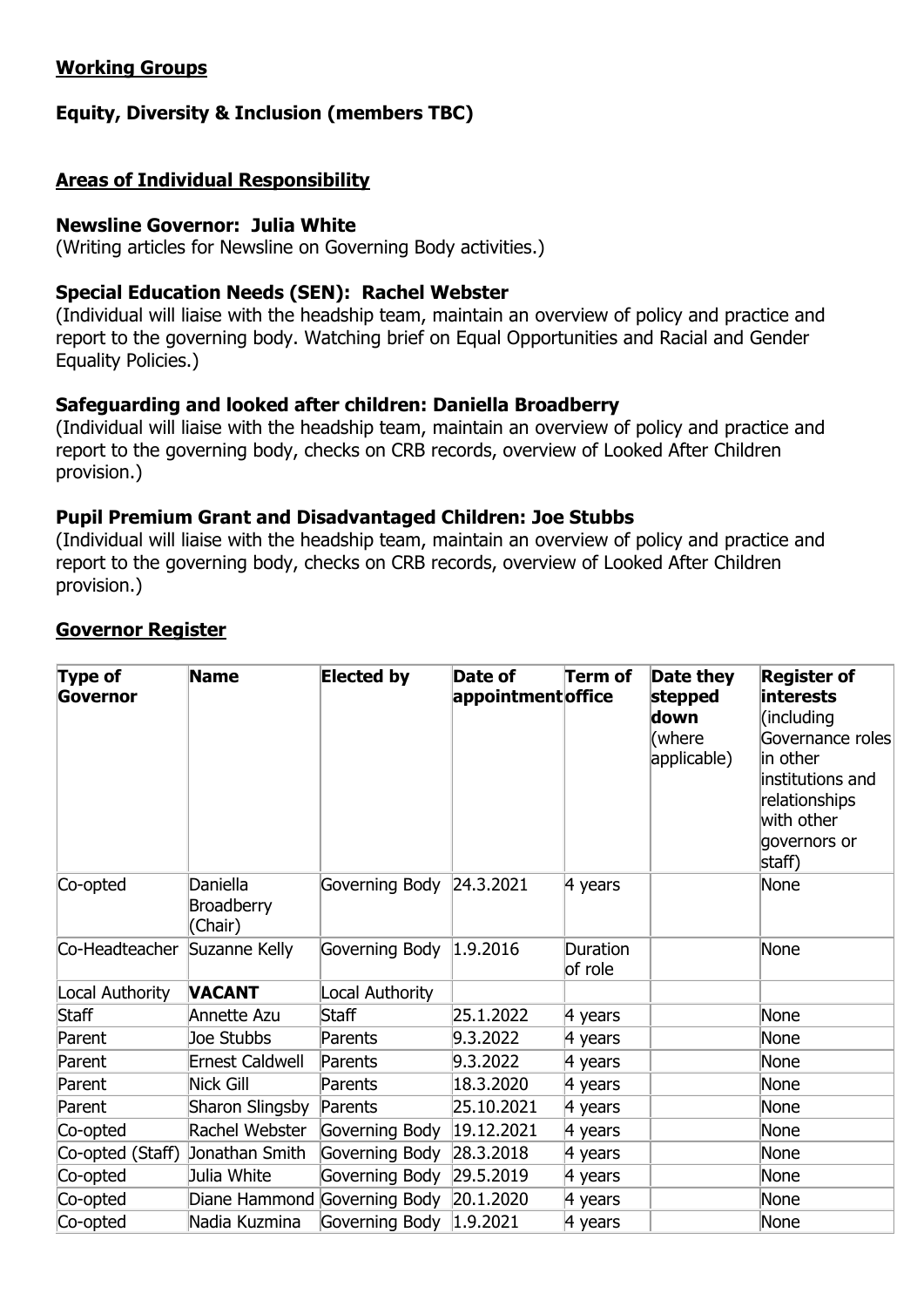## Working Groups

### Equity, Diversity & Inclusion (members TBC)

## Areas of Individual Responsibility

### Newsline Governor: Julia White

(Writing articles for Newsline on Governing Body activities.)

### Special Education Needs (SEN): Rachel Webster

(Individual will liaise with the headship team, maintain an overview of policy and practice and report to the governing body. Watching brief on Equal Opportunities and Racial and Gender Equality Policies.)

### Safeguarding and looked after children: Daniella Broadberry

(Individual will liaise with the headship team, maintain an overview of policy and practice and report to the governing body, checks on CRB records, overview of Looked After Children provision.)

### Pupil Premium Grant and Disadvantaged Children: Joe Stubbs

(Individual will liaise with the headship team, maintain an overview of policy and practice and report to the governing body, checks on CRB records, overview of Looked After Children provision.)

## Governor Register

| Type of Governor | Name | Elected by | Date of appointment | Term of office | Date they stepped down (where applicable) | Register of interests (including Governance roles in other institutions and relationships with other governors or staff) |
|---|---|---|---|---|---|---|
| Co-opted | Daniella Broadberry (Chair) | Governing Body | 24.3.2021 | 4 years | | None |
| Co-Headteacher | Suzanne Kelly | Governing Body | 1.9.2016 | Duration of role | | None |
| Local Authority | **VACANT** | Local Authority | | | | |
| Staff | Annette Azu | Staff | 25.1.2022 | 4 years | | None |
| Parent | Joe Stubbs | Parents | 9.3.2022 | 4 years | | None |
| Parent | Ernest Caldwell | Parents | 9.3.2022 | 4 years | | None |
| Parent | Nick Gill | Parents | 18.3.2020 | 4 years | | None |
| Parent | Sharon Slingsby | Parents | 25.10.2021 | 4 years | | None |
| Co-opted | Rachel Webster | Governing Body | 19.12.2021 | 4 years | | None |
| Co-opted (Staff) | Jonathan Smith | Governing Body | 28.3.2018 | 4 years | | None |
| Co-opted | Julia White | Governing Body | 29.5.2019 | 4 years | | None |
| Co-opted | Diane Hammond | Governing Body | 20.1.2020 | 4 years | | None |
| Co-opted | Nadia Kuzmina | Governing Body | 1.9.2021 | 4 years | | None |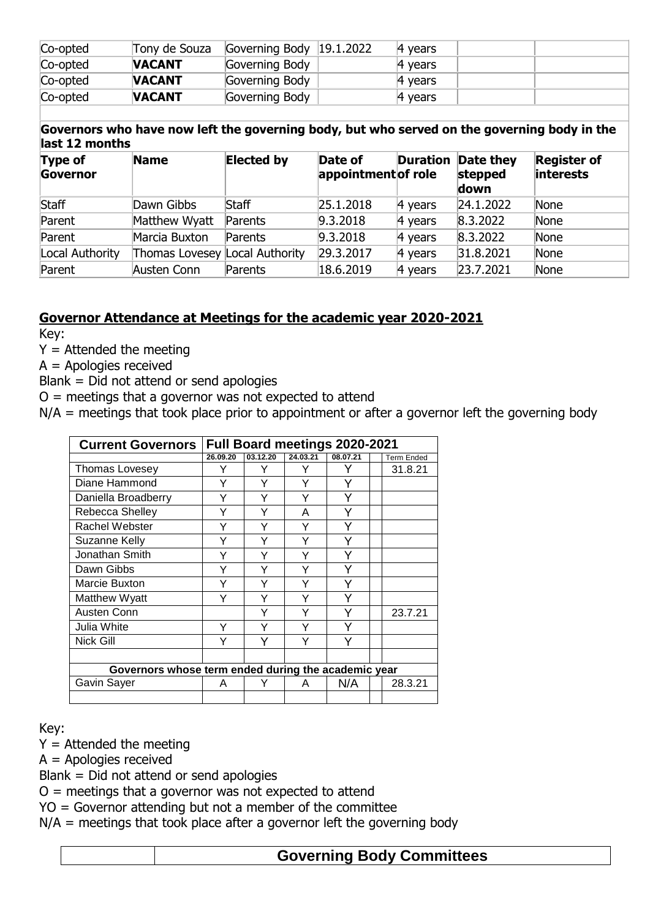| Co-opted | Tony de Souza | Governing Body | 19.1.2022 | 4 years | | |
|---|---|---|---|---|---|---|
| Co-opted | **VACANT** | Governing Body | | 4 years | | |
| Co-opted | **VACANT** | Governing Body | | 4 years | | |
| Co-opted | **VACANT** | Governing Body | | 4 years | | |

**Governors who have now left the governing body, but who served on the governing body in the last 12 months**

| Type of Governor | Name | Elected by | Date of appointment | Duration of role | Date they stepped down | Register of interests |
|---|---|---|---|---|---|---|
| Staff | Dawn Gibbs | Staff | 25.1.2018 | 4 years | 24.1.2022 | None |
| Parent | Matthew Wyatt | Parents | 9.3.2018 | 4 years | 8.3.2022 | None |
| Parent | Marcia Buxton | Parents | 9.3.2018 | 4 years | 8.3.2022 | None |
| Local Authority | Thomas Lovesey | Local Authority | 29.3.2017 | 4 years | 31.8.2021 | None |
| Parent | Austen Conn | Parents | 18.6.2019 | 4 years | 23.7.2021 | None |

## Governor Attendance at Meetings for the academic year 2020-2021

Key:
Y = Attended the meeting
A = Apologies received
Blank = Did not attend or send apologies
O = meetings that a governor was not expected to attend
N/A = meetings that took place prior to appointment or after a governor left the governing body

| Current Governors | Full Board meetings 2020-2021 | | | | | |
|---|---|---|---|---|---|---|
| | 26.09.20 | 03.12.20 | 24.03.21 | 08.07.21 | | Term Ended |
| Thomas Lovesey | Y | Y | Y | Y | | 31.8.21 |
| Diane Hammond | Y | Y | Y | Y | | |
| Daniella Broadberry | Y | Y | Y | Y | | |
| Rebecca Shelley | Y | Y | A | Y | | |
| Rachel Webster | Y | Y | Y | Y | | |
| Suzanne Kelly | Y | Y | Y | Y | | |
| Jonathan Smith | Y | Y | Y | Y | | |
| Dawn Gibbs | Y | Y | Y | Y | | |
| Marcie Buxton | Y | Y | Y | Y | | |
| Matthew Wyatt | Y | Y | Y | Y | | |
| Austen Conn | | Y | Y | Y | | 23.7.21 |
| Julia White | Y | Y | Y | Y | | |
| Nick Gill | Y | Y | Y | Y | | |
| | | | | | | |
| **Governors whose term ended during the academic year** | | | | | | |
| Gavin Sayer | A | Y | A | N/A | | 28.3.21 |
| | | | | | | |

Key:
Y = Attended the meeting
A = Apologies received
Blank = Did not attend or send apologies
O = meetings that a governor was not expected to attend
YO = Governor attending but not a member of the committee
N/A = meetings that took place after a governor left the governing body

| | Governing Body Committees |
|---|---|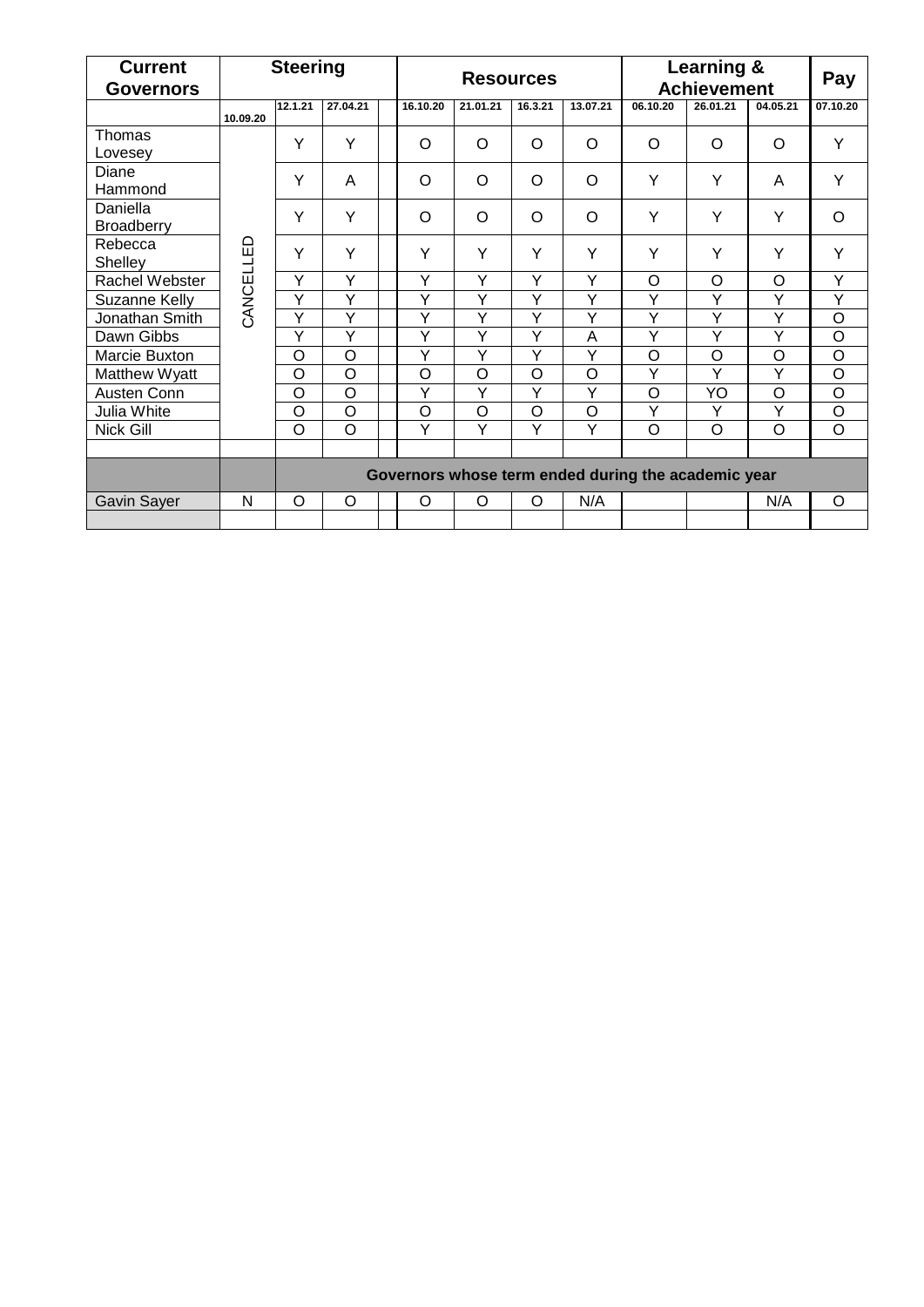| Current Governors | Steering | | | | Resources | | | | Learning & Achievement | | | Pay |
|---|---|---|---|---|---|---|---|---|---|---|---|---|
| | 10.09.20 | 12.1.21 | 27.04.21 | | 16.10.20 | 21.01.21 | 16.3.21 | 13.07.21 | 06.10.20 | 26.01.21 | 04.05.21 | 07.10.20 |
| Thomas Lovesey | CANCELLED | Y | Y | | O | O | O | O | O | O | O | Y |
| Diane Hammond | | Y | A | | O | O | O | O | Y | Y | A | Y |
| Daniella Broadberry | | Y | Y | | O | O | O | O | Y | Y | Y | O |
| Rebecca Shelley | | Y | Y | | Y | Y | Y | Y | Y | Y | Y | Y |
| Rachel Webster | | Y | Y | | Y | Y | Y | Y | O | O | O | Y |
| Suzanne Kelly | | Y | Y | | Y | Y | Y | Y | Y | Y | Y | Y |
| Jonathan Smith | | Y | Y | | Y | Y | Y | Y | Y | Y | Y | O |
| Dawn Gibbs | | Y | Y | | Y | Y | Y | A | Y | Y | Y | O |
| Marcie Buxton | | O | O | | Y | Y | Y | Y | O | O | O | O |
| Matthew Wyatt | | O | O | | O | O | O | O | Y | Y | Y | O |
| Austen Conn | | O | O | | Y | Y | Y | Y | O | YO | O | O |
| Julia White | | O | O | | O | O | O | O | Y | Y | Y | O |
| Nick Gill | | O | O | | Y | Y | Y | Y | O | O | O | O |
| | | | | | | | | | | | | |
| | | Governors whose term ended during the academic year | | | | | | | | | | |
| Gavin Sayer | N | O | O | | O | O | O | N/A | | | N/A | O |
| | | | | | | | | | | | | |